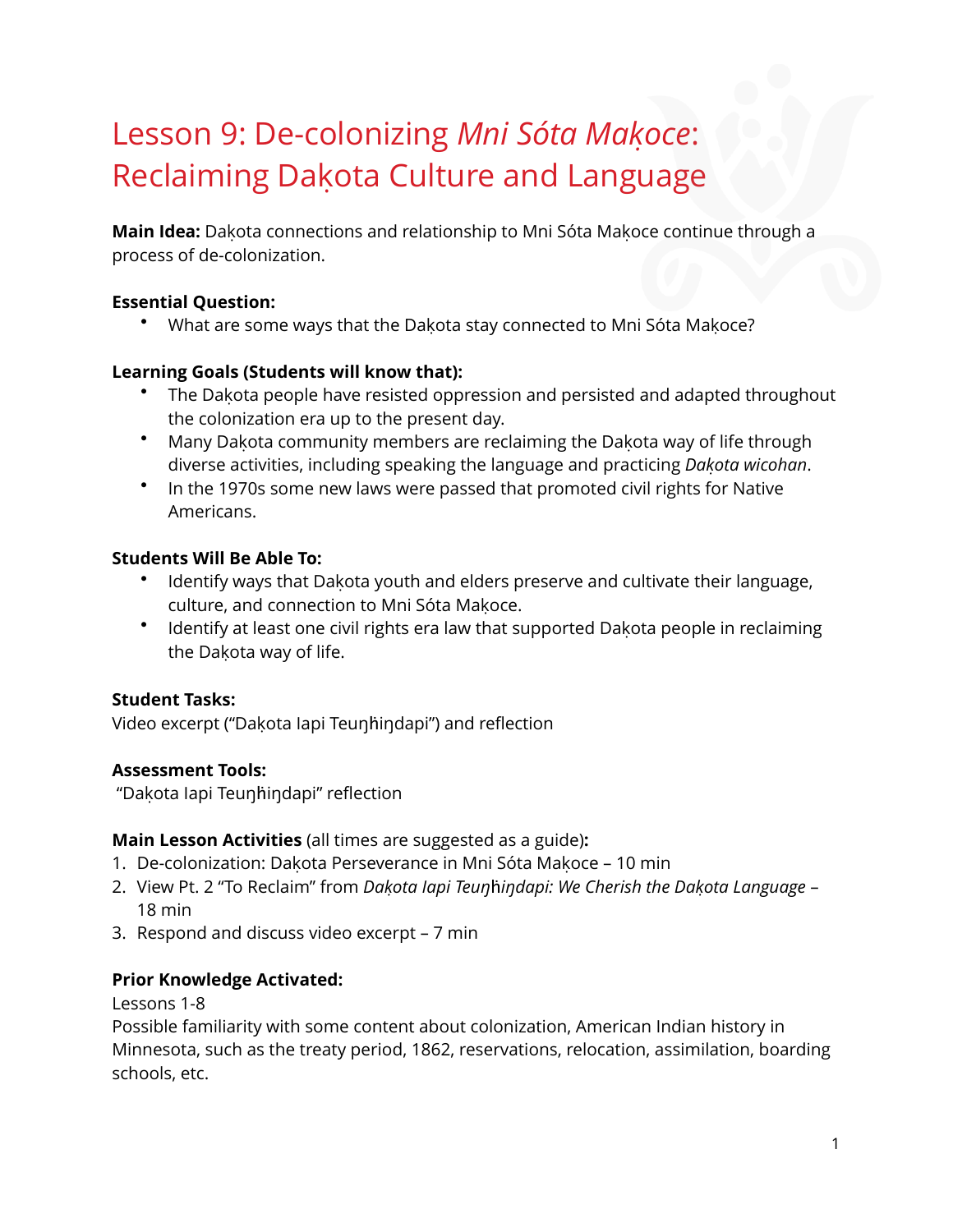# Lesson 9: De-colonizing *Mni Sóta Maḳoce*: Reclaiming Daḳota Culture and Language

**Main Idea:** Daḳota connections and relationship to Mni Sóta Maḳoce continue through a process of de-colonization.

**Essential Question:**

- What are some ways that the Daḳota stay connected to Mni Sóta Maḳoce?

**Learning Goals (Students will know that):**

- The Daḳota people have resisted oppression and persisted and adapted throughout the colonization era up to the present day.
- Many Daḳota community members are reclaiming the Daḳota way of life through diverse activities, including speaking the language and practicing *Daḳota wicohan*.
- In the 1970s some new laws were passed that promoted civil rights for Native Americans.

**Students Will Be Able To:**

- Identify ways that Daḳota youth and elders preserve and cultivate their language, culture, and connection to Mni Sóta Maḳoce.
- Identify at least one civil rights era law that supported Daḳota people in reclaiming the Daḳota way of life.

**Student Tasks:**
Video excerpt ("Daḳota Iapi Teuŋḣiŋdapi") and reflection

**Assessment Tools:**
"Daḳota Iapi Teuŋḣiŋdapi" reflection

**Main Lesson Activities** (all times are suggested as a guide)**:**

1. De-colonization: Daḳota Perseverance in Mni Sóta Maḳoce – 10 min
2. View Pt. 2 "To Reclaim" from *Daḳota Iapi Teuŋḣiŋdapi: We Cherish the Daḳota Language* – 18 min
3. Respond and discuss video excerpt – 7 min

**Prior Knowledge Activated:**
Lessons 1-8
Possible familiarity with some content about colonization, American Indian history in Minnesota, such as the treaty period, 1862, reservations, relocation, assimilation, boarding schools, etc.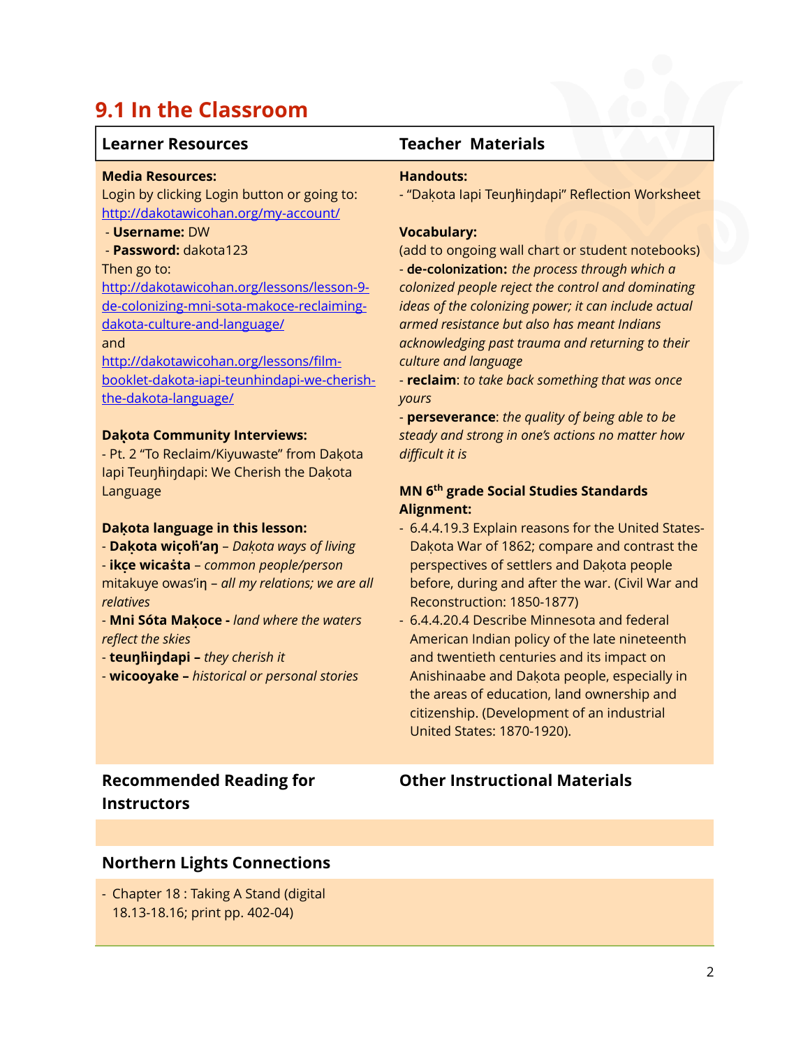## 9.1 In the Classroom

### Learner Resources

**Media Resources:**
Login by clicking Login button or going to:
http://dakotawicohan.org/my-account/
- **Username:** DW
- **Password:** dakota123

Then go to:
http://dakotawicohan.org/lessons/lesson-9-de-colonizing-mni-sota-makoce-reclaiming-dakota-culture-and-language/
and
http://dakotawicohan.org/lessons/film-booklet-dakota-iapi-teunhindapi-we-cherish-the-dakota-language/

**Daḳota Community Interviews:**
- Pt. 2 "To Reclaim/Kiyuwaste" from Daḳota Iapi Teuŋȟiŋdapi: We Cherish the Daḳota Language

**Daḳota language in this lesson:**
- **Daḳota wiçoȟ'aŋ** – *Daḳota ways of living*
- **ikçe wicaśta** – *common people/person*
mitakuye owas'iŋ – *all my relations; we are all relatives*
- **Mni Sóta Maḳoce -** *land where the waters reflect the skies*
- **teuŋȟiŋdapi –** *they cherish it*
- **wicooyake –** *historical or personal stories*

### Teacher Materials

**Handouts:**
- "Daḳota Iapi Teuŋȟiŋdapi" Reflection Worksheet

**Vocabulary:**
(add to ongoing wall chart or student notebooks)
- **de-colonization:** *the process through which a colonized people reject the control and dominating ideas of the colonizing power; it can include actual armed resistance but also has meant Indians acknowledging past trauma and returning to their culture and language*
- **reclaim**: *to take back something that was once yours*
- **perseverance**: *the quality of being able to be steady and strong in one's actions no matter how difficult it is*

**MN 6th grade Social Studies Standards Alignment:**
- 6.4.4.19.3 Explain reasons for the United States-Daḳota War of 1862; compare and contrast the perspectives of settlers and Daḳota people before, during and after the war. (Civil War and Reconstruction: 1850-1877)
- 6.4.4.20.4 Describe Minnesota and federal American Indian policy of the late nineteenth and twentieth centuries and its impact on Anishinaabe and Daḳota people, especially in the areas of education, land ownership and citizenship. (Development of an industrial United States: 1870-1920).

### Recommended Reading for Instructors

### Other Instructional Materials

### Northern Lights Connections

- Chapter 18 : Taking A Stand (digital 18.13-18.16; print pp. 402-04)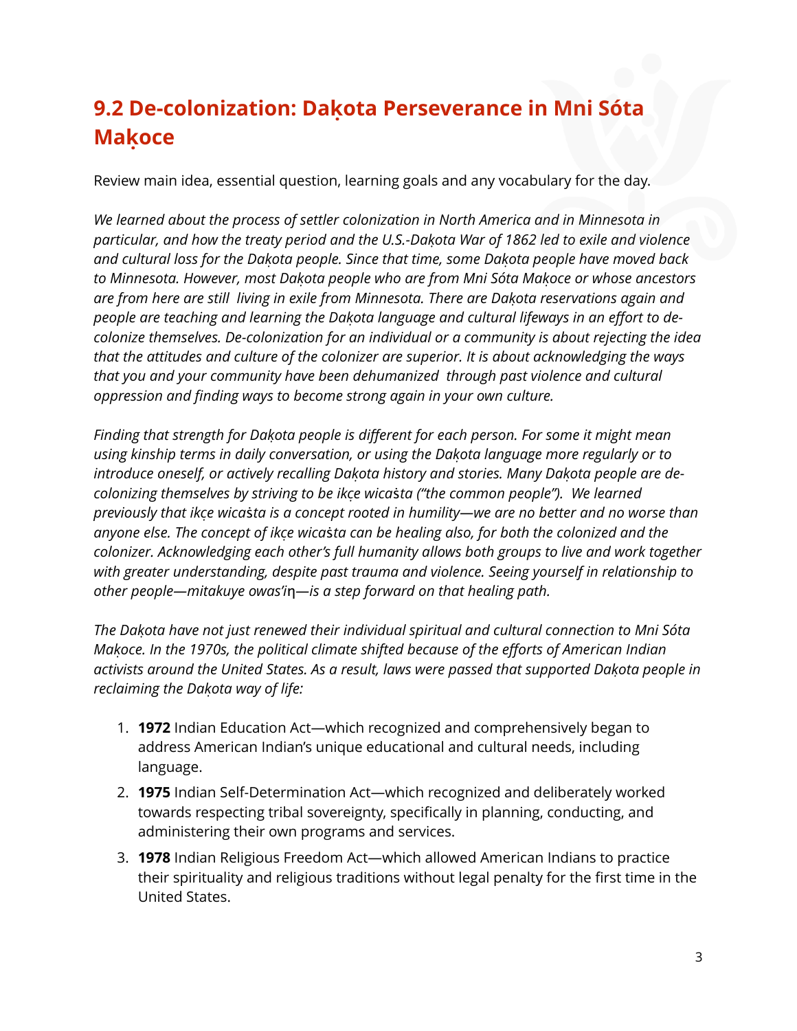## 9.2 De-colonization: Daḳota Perseverance in Mni Sóta Maḳoce

Review main idea, essential question, learning goals and any vocabulary for the day.

*We learned about the process of settler colonization in North America and in Minnesota in particular, and how the treaty period and the U.S.-Daḳota War of 1862 led to exile and violence and cultural loss for the Daḳota people. Since that time, some Daḳota people have moved back to Minnesota. However, most Daḳota people who are from Mni Sóta Maḳoce or whose ancestors are from here are still living in exile from Minnesota. There are Daḳota reservations again and people are teaching and learning the Daḳota language and cultural lifeways in an effort to de-colonize themselves. De-colonization for an individual or a community is about rejecting the idea that the attitudes and culture of the colonizer are superior. It is about acknowledging the ways that you and your community have been dehumanized through past violence and cultural oppression and finding ways to become strong again in your own culture.*

*Finding that strength for Daḳota people is different for each person. For some it might mean using kinship terms in daily conversation, or using the Daḳota language more regularly or to introduce oneself, or actively recalling Daḳota history and stories. Many Daḳota people are de-colonizing themselves by striving to be ikc̣e wicaṡta ("the common people"). We learned previously that ikc̣e wicaṡta is a concept rooted in humility—we are no better and no worse than anyone else. The concept of ikc̣e wicaṡta can be healing also, for both the colonized and the colonizer. Acknowledging each other's full humanity allows both groups to live and work together with greater understanding, despite past trauma and violence. Seeing yourself in relationship to other people—mitakuye owas'iŋ—is a step forward on that healing path.*

*The Daḳota have not just renewed their individual spiritual and cultural connection to Mni Sóta Maḳoce. In the 1970s, the political climate shifted because of the efforts of American Indian activists around the United States. As a result, laws were passed that supported Daḳota people in reclaiming the Daḳota way of life:*

1. **1972** Indian Education Act—which recognized and comprehensively began to address American Indian's unique educational and cultural needs, including language.
2. **1975** Indian Self-Determination Act—which recognized and deliberately worked towards respecting tribal sovereignty, specifically in planning, conducting, and administering their own programs and services.
3. **1978** Indian Religious Freedom Act—which allowed American Indians to practice their spirituality and religious traditions without legal penalty for the first time in the United States.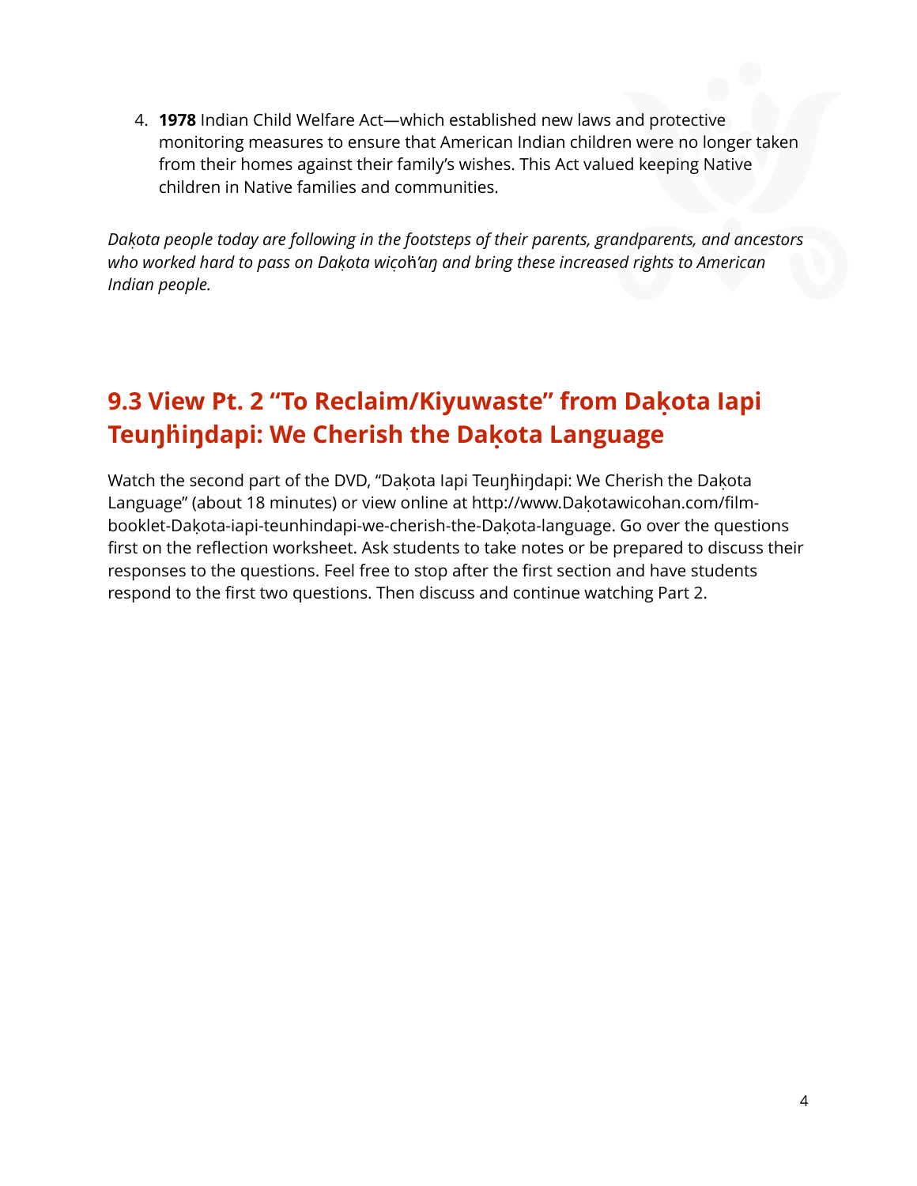4. **1978** Indian Child Welfare Act—which established new laws and protective monitoring measures to ensure that American Indian children were no longer taken from their homes against their family's wishes. This Act valued keeping Native children in Native families and communities.

*Daḳota people today are following in the footsteps of their parents, grandparents, and ancestors who worked hard to pass on Daḳota wiçoȟ'aŋ and bring these increased rights to American Indian people.*

## 9.3 View Pt. 2 "To Reclaim/Kiyuwaste" from Daḳota Iapi Teuŋȟiŋdapi: We Cherish the Daḳota Language

Watch the second part of the DVD, "Daḳota Iapi Teuŋȟiŋdapi: We Cherish the Daḳota Language" (about 18 minutes) or view online at http://www.Daḳotawicohan.com/film-booklet-Daḳota-iapi-teunhindapi-we-cherish-the-Daḳota-language. Go over the questions first on the reflection worksheet. Ask students to take notes or be prepared to discuss their responses to the questions. Feel free to stop after the first section and have students respond to the first two questions. Then discuss and continue watching Part 2.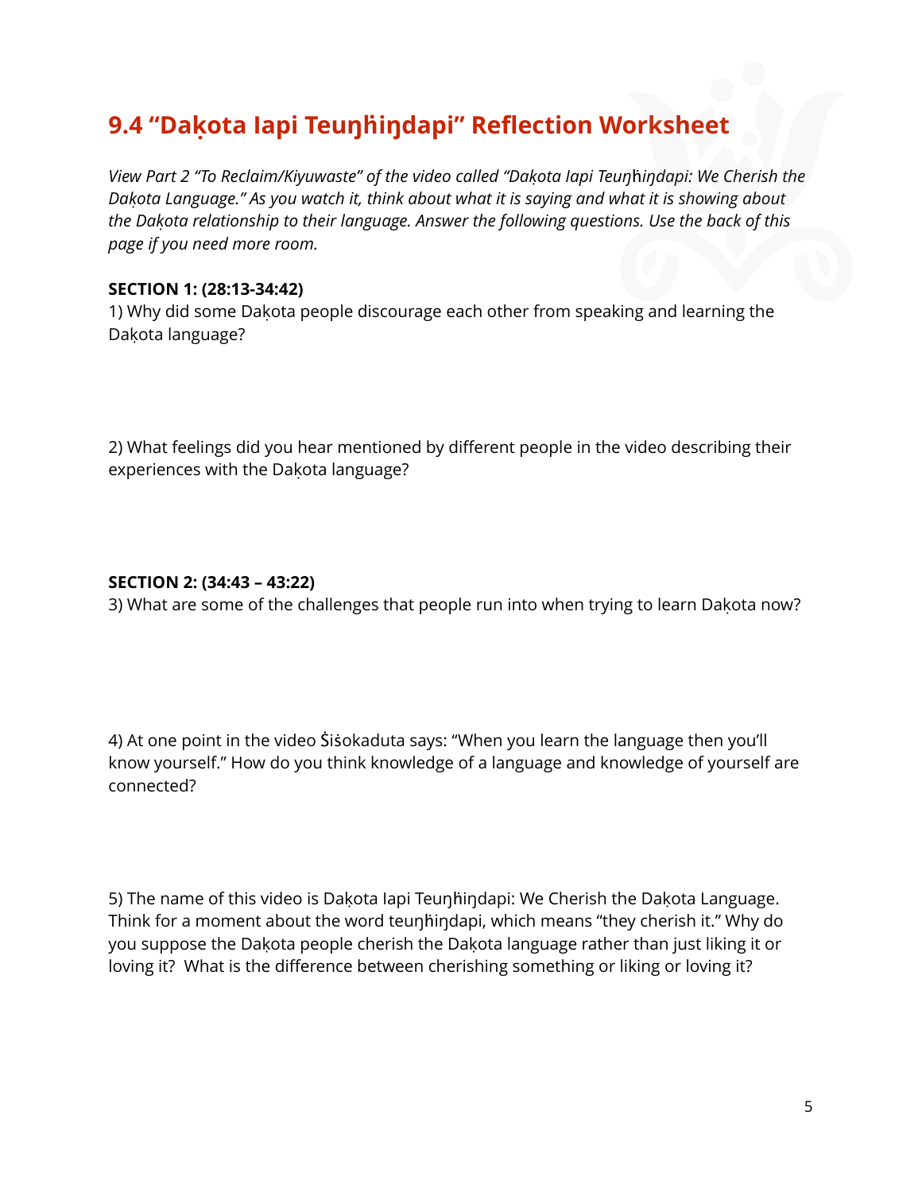# 9.4 "Daḳota Iapi Teuŋḣiŋdapi" Reflection Worksheet

*View Part 2 "To Reclaim/Kiyuwaste" of the video called "Daḳota Iapi Teuŋḣiŋdapi: We Cherish the Daḳota Language." As you watch it, think about what it is saying and what it is showing about the Daḳota relationship to their language. Answer the following questions. Use the back of this page if you need more room.*

**SECTION 1: (28:13-34:42)**

1) Why did some Daḳota people discourage each other from speaking and learning the Daḳota language?

2) What feelings did you hear mentioned by different people in the video describing their experiences with the Daḳota language?

**SECTION 2: (34:43 – 43:22)**

3) What are some of the challenges that people run into when trying to learn Daḳota now?

4) At one point in the video Ṡiṡokaduta says: "When you learn the language then you'll know yourself." How do you think knowledge of a language and knowledge of yourself are connected?

5) The name of this video is Daḳota Iapi Teuŋḣiŋdapi: We Cherish the Daḳota Language. Think for a moment about the word teuŋḣiŋdapi, which means "they cherish it." Why do you suppose the Daḳota people cherish the Daḳota language rather than just liking it or loving it? What is the difference between cherishing something or liking or loving it?